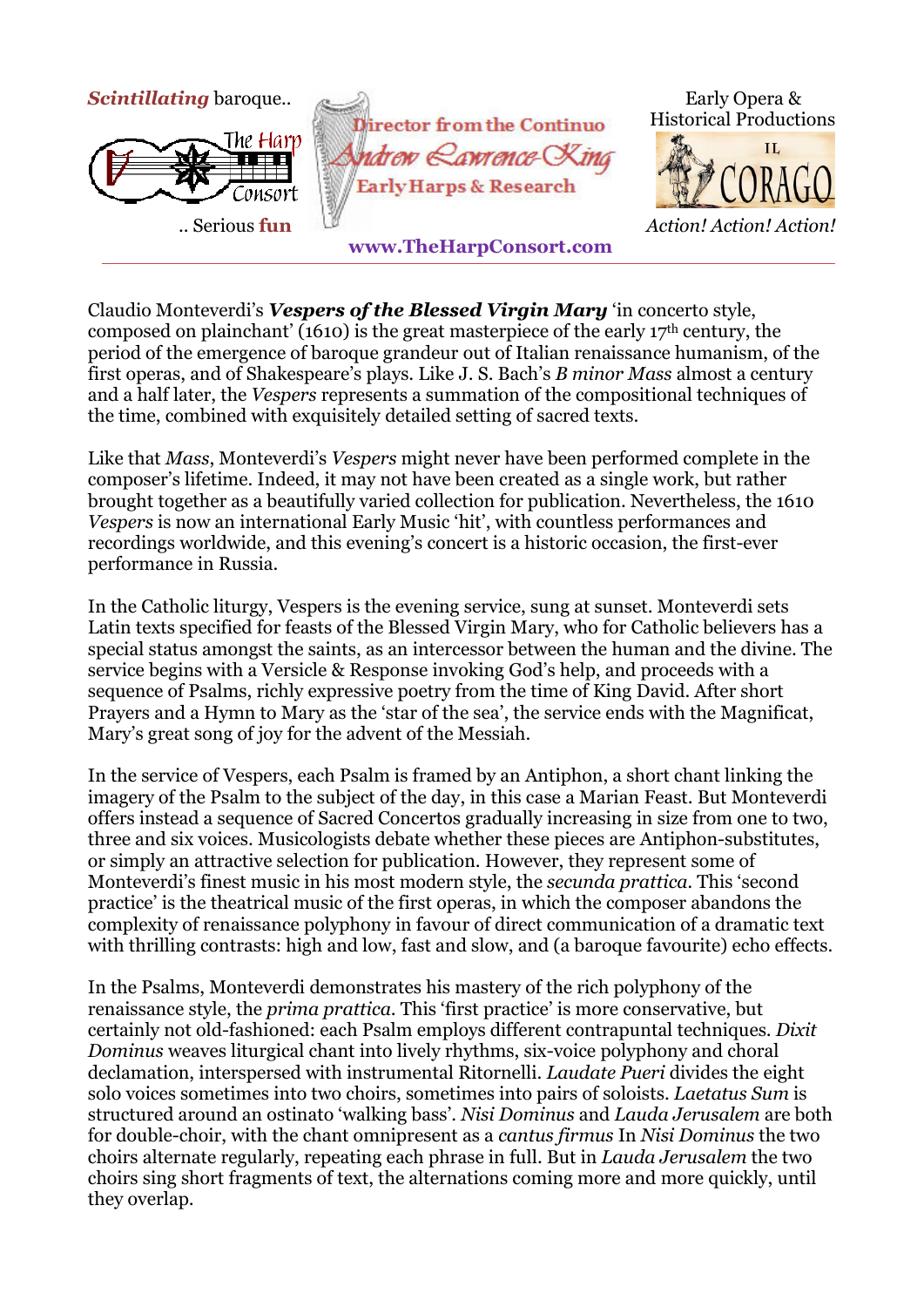*Scintillating* baroque..

.. Serious **fun**

Director from the Continuo
Andrew Lawrence-King
Early Harps & Research

Early Opera & Historical Productions

IL CORAGO

*Action! Action! Action!*

**www.TheHarpConsort.com**

---

Claudio Monteverdi's ***Vespers of the Blessed Virgin Mary*** 'in concerto style, composed on plainchant' (1610) is the great masterpiece of the early 17th century, the period of the emergence of baroque grandeur out of Italian renaissance humanism, of the first operas, and of Shakespeare's plays. Like J. S. Bach's *B minor Mass* almost a century and a half later, the *Vespers* represents a summation of the compositional techniques of the time, combined with exquisitely detailed setting of sacred texts.

Like that *Mass*, Monteverdi's *Vespers* might never have been performed complete in the composer's lifetime. Indeed, it may not have been created as a single work, but rather brought together as a beautifully varied collection for publication. Nevertheless, the 1610 *Vespers* is now an international Early Music 'hit', with countless performances and recordings worldwide, and this evening's concert is a historic occasion, the first-ever performance in Russia.

In the Catholic liturgy, Vespers is the evening service, sung at sunset. Monteverdi sets Latin texts specified for feasts of the Blessed Virgin Mary, who for Catholic believers has a special status amongst the saints, as an intercessor between the human and the divine. The service begins with a Versicle & Response invoking God's help, and proceeds with a sequence of Psalms, richly expressive poetry from the time of King David. After short Prayers and a Hymn to Mary as the 'star of the sea', the service ends with the Magnificat, Mary's great song of joy for the advent of the Messiah.

In the service of Vespers, each Psalm is framed by an Antiphon, a short chant linking the imagery of the Psalm to the subject of the day, in this case a Marian Feast. But Monteverdi offers instead a sequence of Sacred Concertos gradually increasing in size from one to two, three and six voices. Musicologists debate whether these pieces are Antiphon-substitutes, or simply an attractive selection for publication. However, they represent some of Monteverdi's finest music in his most modern style, the *secunda prattica*. This 'second practice' is the theatrical music of the first operas, in which the composer abandons the complexity of renaissance polyphony in favour of direct communication of a dramatic text with thrilling contrasts: high and low, fast and slow, and (a baroque favourite) echo effects.

In the Psalms, Monteverdi demonstrates his mastery of the rich polyphony of the renaissance style, the *prima prattica*. This 'first practice' is more conservative, but certainly not old-fashioned: each Psalm employs different contrapuntal techniques. *Dixit Dominus* weaves liturgical chant into lively rhythms, six-voice polyphony and choral declamation, interspersed with instrumental Ritornelli. *Laudate Pueri* divides the eight solo voices sometimes into two choirs, sometimes into pairs of soloists. *Laetatus Sum* is structured around an ostinato 'walking bass'. *Nisi Dominus* and *Lauda Jerusalem* are both for double-choir, with the chant omnipresent as a *cantus firmus* In *Nisi Dominus* the two choirs alternate regularly, repeating each phrase in full. But in *Lauda Jerusalem* the two choirs sing short fragments of text, the alternations coming more and more quickly, until they overlap.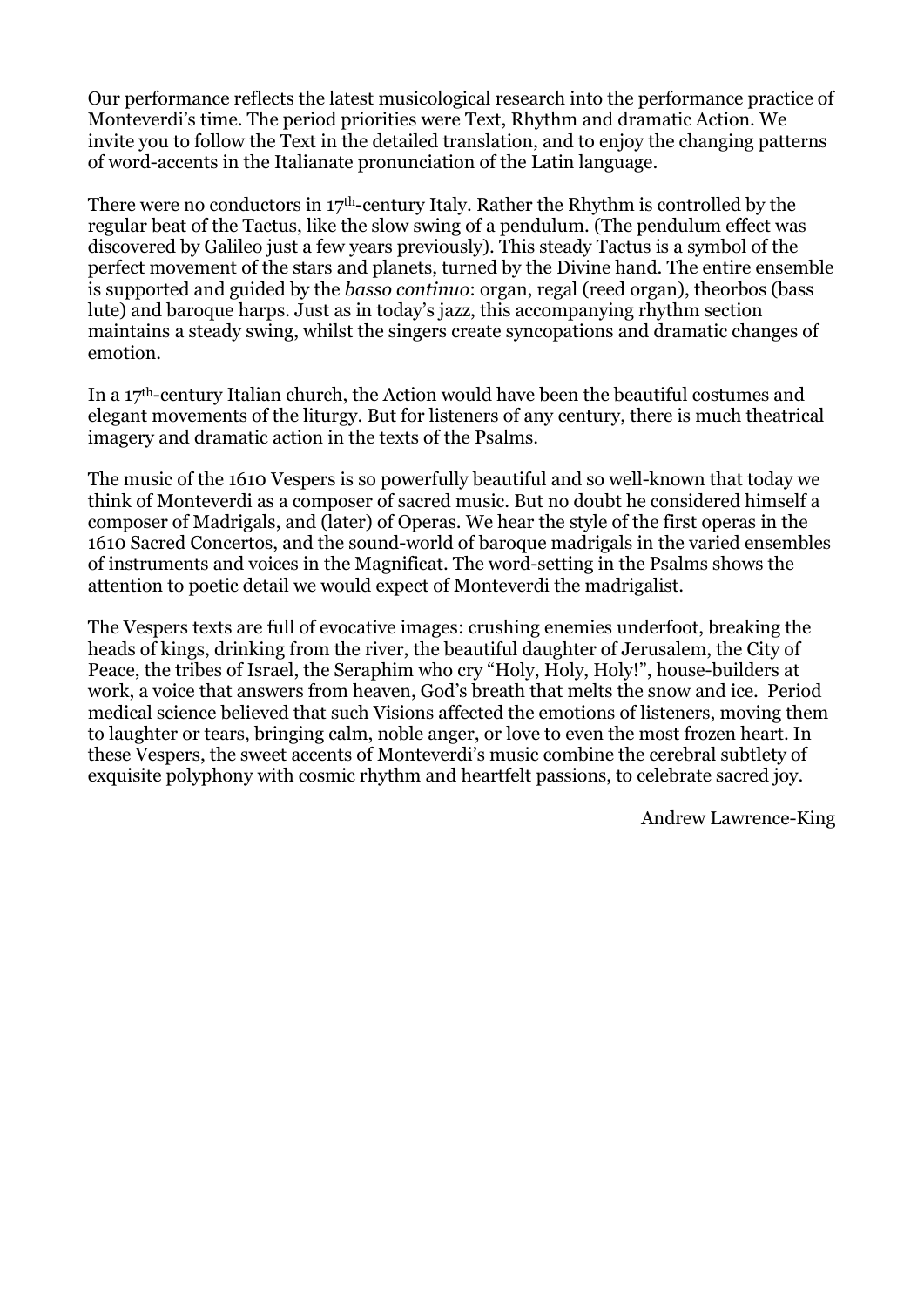Our performance reflects the latest musicological research into the performance practice of Monteverdi's time. The period priorities were Text, Rhythm and dramatic Action. We invite you to follow the Text in the detailed translation, and to enjoy the changing patterns of word-accents in the Italianate pronunciation of the Latin language.

There were no conductors in 17th-century Italy. Rather the Rhythm is controlled by the regular beat of the Tactus, like the slow swing of a pendulum. (The pendulum effect was discovered by Galileo just a few years previously). This steady Tactus is a symbol of the perfect movement of the stars and planets, turned by the Divine hand. The entire ensemble is supported and guided by the *basso continuo*: organ, regal (reed organ), theorbos (bass lute) and baroque harps. Just as in today's jazz, this accompanying rhythm section maintains a steady swing, whilst the singers create syncopations and dramatic changes of emotion.

In a 17th-century Italian church, the Action would have been the beautiful costumes and elegant movements of the liturgy. But for listeners of any century, there is much theatrical imagery and dramatic action in the texts of the Psalms.

The music of the 1610 Vespers is so powerfully beautiful and so well-known that today we think of Monteverdi as a composer of sacred music. But no doubt he considered himself a composer of Madrigals, and (later) of Operas. We hear the style of the first operas in the 1610 Sacred Concertos, and the sound-world of baroque madrigals in the varied ensembles of instruments and voices in the Magnificat. The word-setting in the Psalms shows the attention to poetic detail we would expect of Monteverdi the madrigalist.

The Vespers texts are full of evocative images: crushing enemies underfoot, breaking the heads of kings, drinking from the river, the beautiful daughter of Jerusalem, the City of Peace, the tribes of Israel, the Seraphim who cry "Holy, Holy, Holy!", house-builders at work, a voice that answers from heaven, God's breath that melts the snow and ice. Period medical science believed that such Visions affected the emotions of listeners, moving them to laughter or tears, bringing calm, noble anger, or love to even the most frozen heart. In these Vespers, the sweet accents of Monteverdi's music combine the cerebral subtlety of exquisite polyphony with cosmic rhythm and heartfelt passions, to celebrate sacred joy.

Andrew Lawrence-King